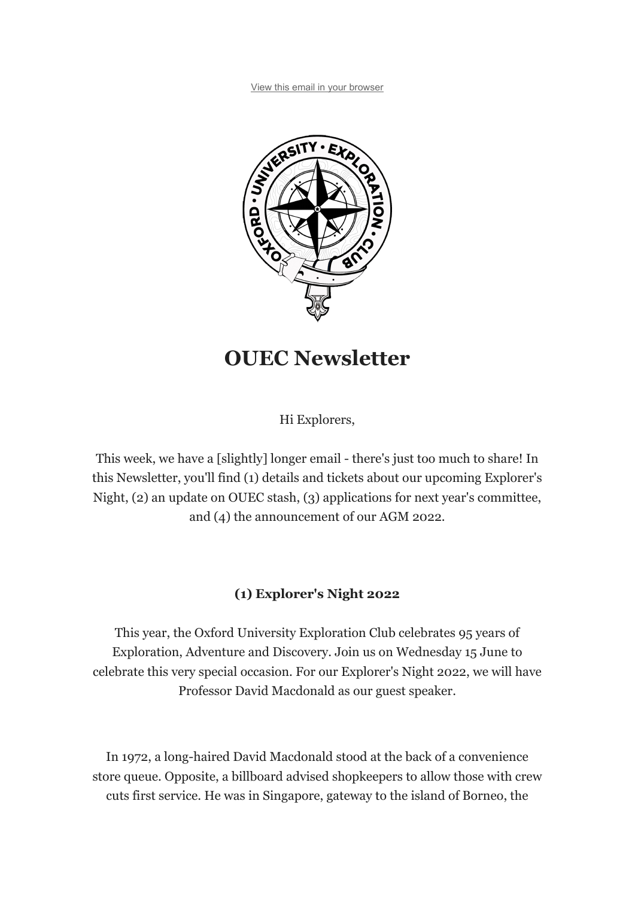View this email in your browser

# OUEC Newsletter

Hi Explorers,

This week, we have a [slightly] longer email - there's just too much to share! In this Newsletter, you'll find (1) details and tickets about our upcoming Explorer's Night, (2) an update on OUEC stash, (3) applications for next year's committee, and (4) the announcement of our AGM 2022.

### (1) Explorer's Night 2022

This year, the Oxford University Exploration Club celebrates 95 years of Exploration, Adventure and Discovery. Join us on Wednesday 15 June to celebrate this very special occasion. For our Explorer's Night 2022, we will have Professor David Macdonald as our guest speaker.

In 1972, a long-haired David Macdonald stood at the back of a convenience store queue. Opposite, a billboard advised shopkeepers to allow those with crew cuts first service. He was in Singapore, gateway to the island of Borneo, the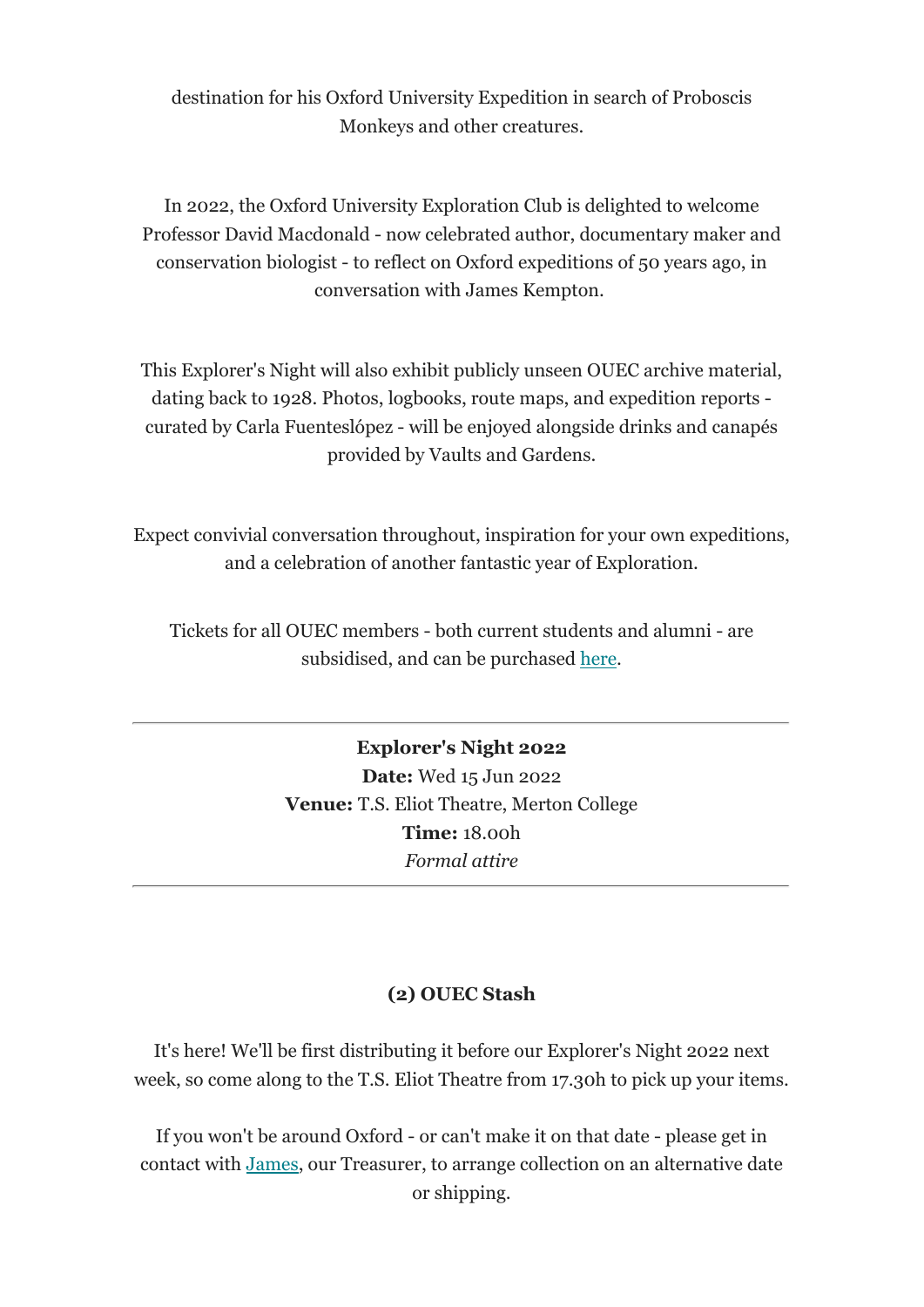destination for his Oxford University Expedition in search of Proboscis Monkeys and other creatures.

In 2022, the Oxford University Exploration Club is delighted to welcome Professor David Macdonald - now celebrated author, documentary maker and conservation biologist - to reflect on Oxford expeditions of 50 years ago, in conversation with James Kempton.

This Explorer's Night will also exhibit publicly unseen OUEC archive material, dating back to 1928. Photos, logbooks, route maps, and expedition reports - curated by Carla Fuenteslópez - will be enjoyed alongside drinks and canapés provided by Vaults and Gardens.

Expect convivial conversation throughout, inspiration for your own expeditions, and a celebration of another fantastic year of Exploration.

Tickets for all OUEC members - both current students and alumni - are subsidised, and can be purchased [here](#).

---

**Explorer's Night 2022**
**Date:** Wed 15 Jun 2022
**Venue:** T.S. Eliot Theatre, Merton College
**Time:** 18.00h
*Formal attire*

---

**(2) OUEC Stash**

It's here! We'll be first distributing it before our Explorer's Night 2022 next week, so come along to the T.S. Eliot Theatre from 17.30h to pick up your items.

If you won't be around Oxford - or can't make it on that date - please get in contact with [James](#), our Treasurer, to arrange collection on an alternative date or shipping.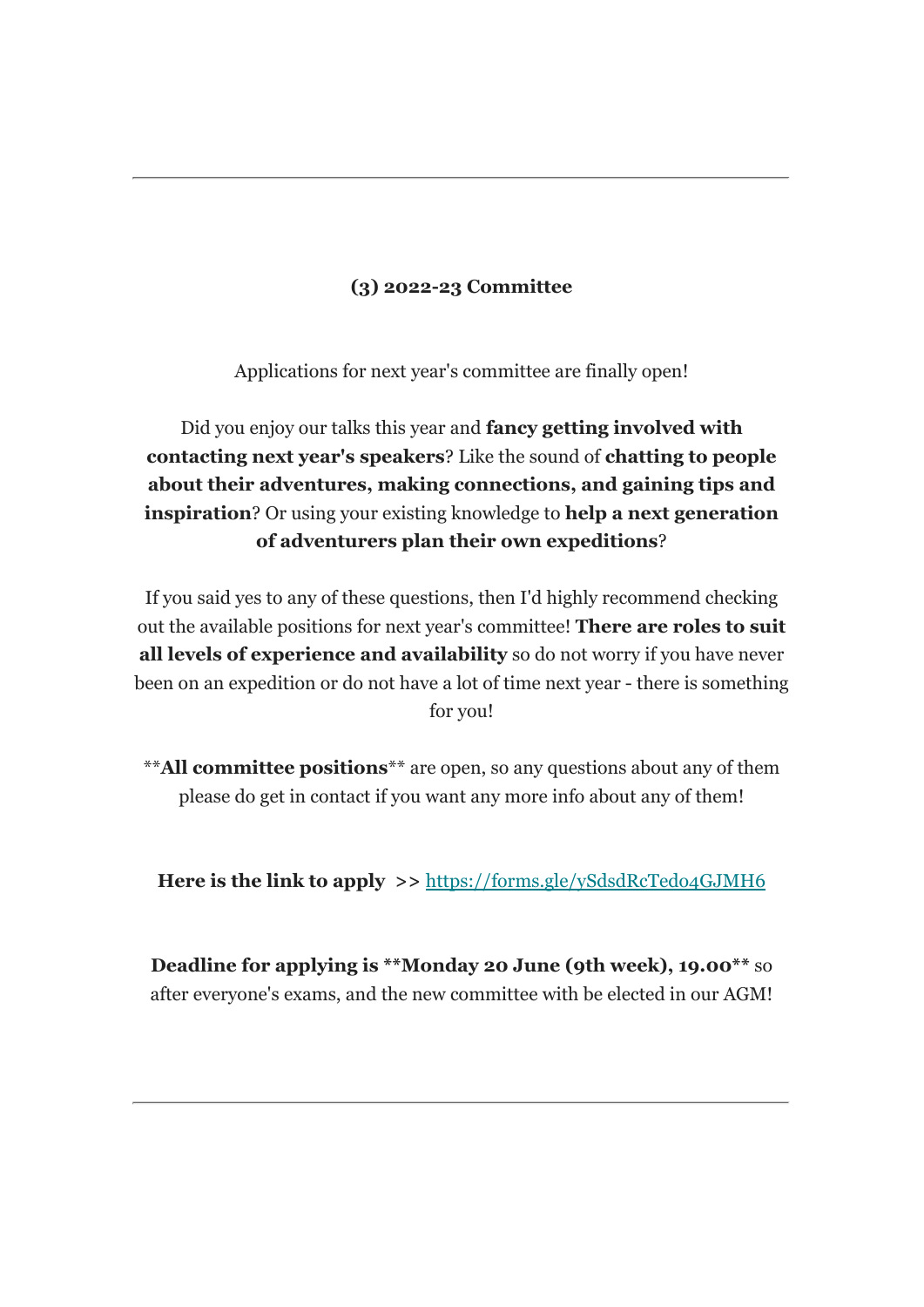---

**(3) 2022-23 Committee**

Applications for next year's committee are finally open!

Did you enjoy our talks this year and **fancy getting involved with contacting next year's speakers**? Like the sound of **chatting to people about their adventures, making connections, and gaining tips and inspiration**? Or using your existing knowledge to **help a next generation of adventurers plan their own expeditions**?

If you said yes to any of these questions, then I'd highly recommend checking out the available positions for next year's committee! **There are roles to suit all levels of experience and availability** so do not worry if you have never been on an expedition or do not have a lot of time next year - there is something for you!

\*\***All committee positions**\*\* are open, so any questions about any of them please do get in contact if you want any more info about any of them!

**Here is the link to apply** >> [https://forms.gle/ySdsdRcTedo4GJMH6](https://forms.gle/ySdsdRcTedo4GJMH6)

**Deadline for applying is \*\*Monday 20 June (9th week), 19.00\*\*** so after everyone's exams, and the new committee with be elected in our AGM!

---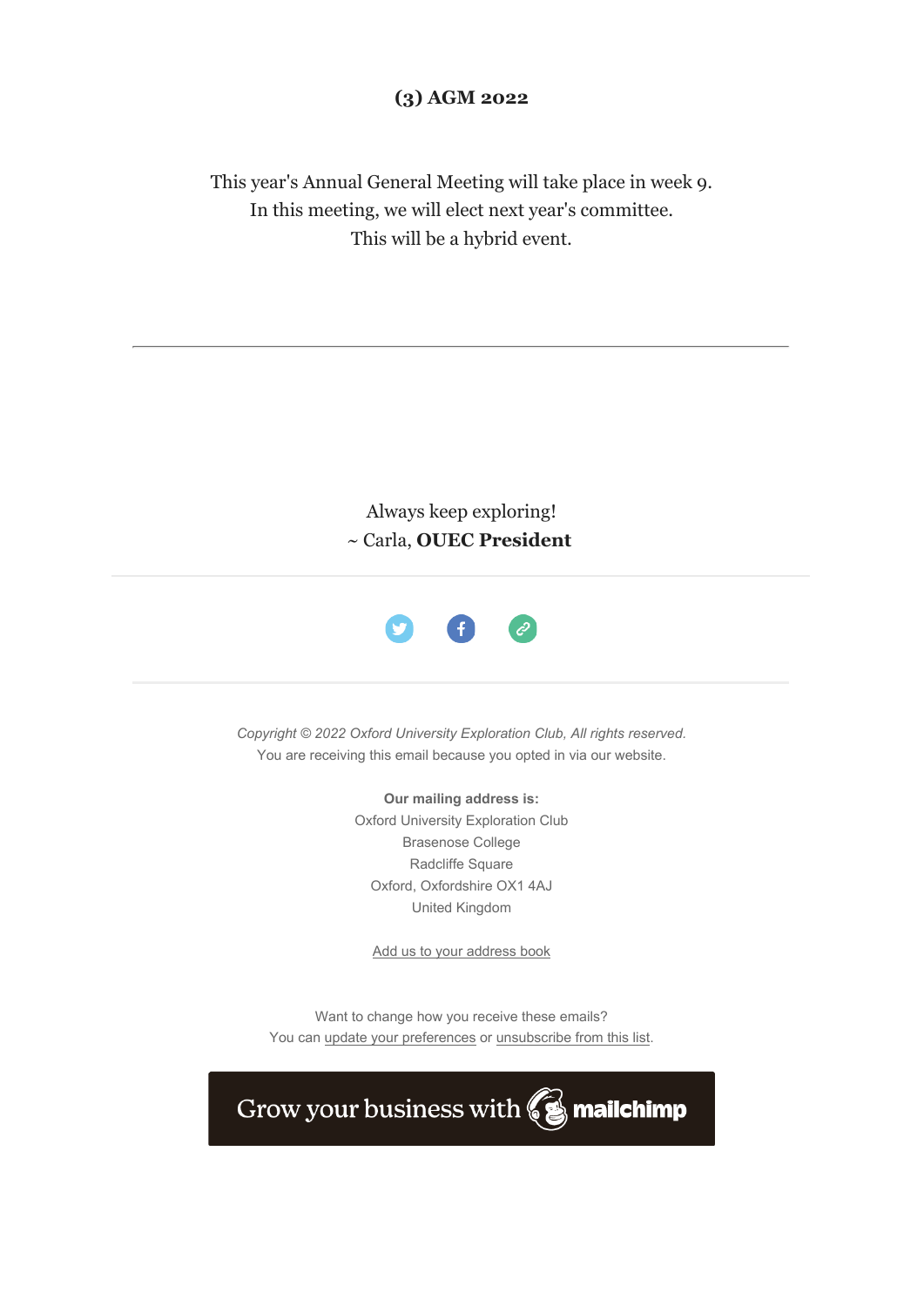### (3) AGM 2022

This year's Annual General Meeting will take place in week 9.
In this meeting, we will elect next year's committee.
This will be a hybrid event.

---

Always keep exploring!
~ Carla, **OUEC President**

---

*Copyright © 2022 Oxford University Exploration Club, All rights reserved.*
You are receiving this email because you opted in via our website.

**Our mailing address is:**
Oxford University Exploration Club
Brasenose College
Radcliffe Square
Oxford, Oxfordshire OX1 4AJ
United Kingdom

Add us to your address book

Want to change how you receive these emails?
You can update your preferences or unsubscribe from this list.

Grow your business with mailchimp